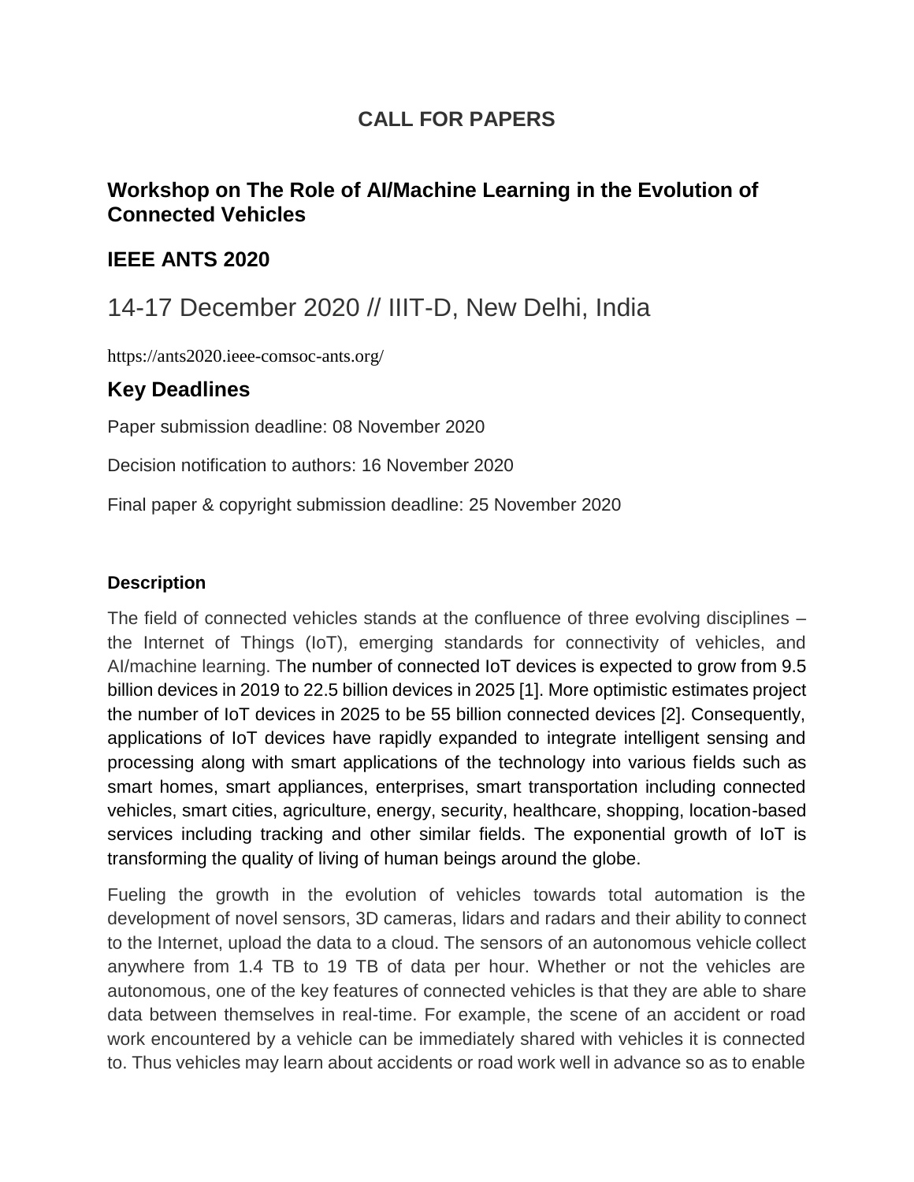# CALL FOR PAPERS

## Workshop on The Role of AI/Machine Learning in the Evolution of Connected Vehicles

## IEEE ANTS 2020

14-17 December 2020 // IIIT-D, New Delhi, India

https://ants2020.ieee-comsoc-ants.org/

## Key Deadlines

Paper submission deadline: 08 November 2020

Decision notification to authors: 16 November 2020

Final paper & copyright submission deadline: 25 November 2020

### Description

The field of connected vehicles stands at the confluence of three evolving disciplines – the Internet of Things (IoT), emerging standards for connectivity of vehicles, and AI/machine learning. The number of connected IoT devices is expected to grow from 9.5 billion devices in 2019 to 22.5 billion devices in 2025 [1]. More optimistic estimates project the number of IoT devices in 2025 to be 55 billion connected devices [2]. Consequently, applications of IoT devices have rapidly expanded to integrate intelligent sensing and processing along with smart applications of the technology into various fields such as smart homes, smart appliances, enterprises, smart transportation including connected vehicles, smart cities, agriculture, energy, security, healthcare, shopping, location-based services including tracking and other similar fields. The exponential growth of IoT is transforming the quality of living of human beings around the globe.

Fueling the growth in the evolution of vehicles towards total automation is the development of novel sensors, 3D cameras, lidars and radars and their ability to connect to the Internet, upload the data to a cloud. The sensors of an autonomous vehicle collect anywhere from 1.4 TB to 19 TB of data per hour. Whether or not the vehicles are autonomous, one of the key features of connected vehicles is that they are able to share data between themselves in real-time. For example, the scene of an accident or road work encountered by a vehicle can be immediately shared with vehicles it is connected to. Thus vehicles may learn about accidents or road work well in advance so as to enable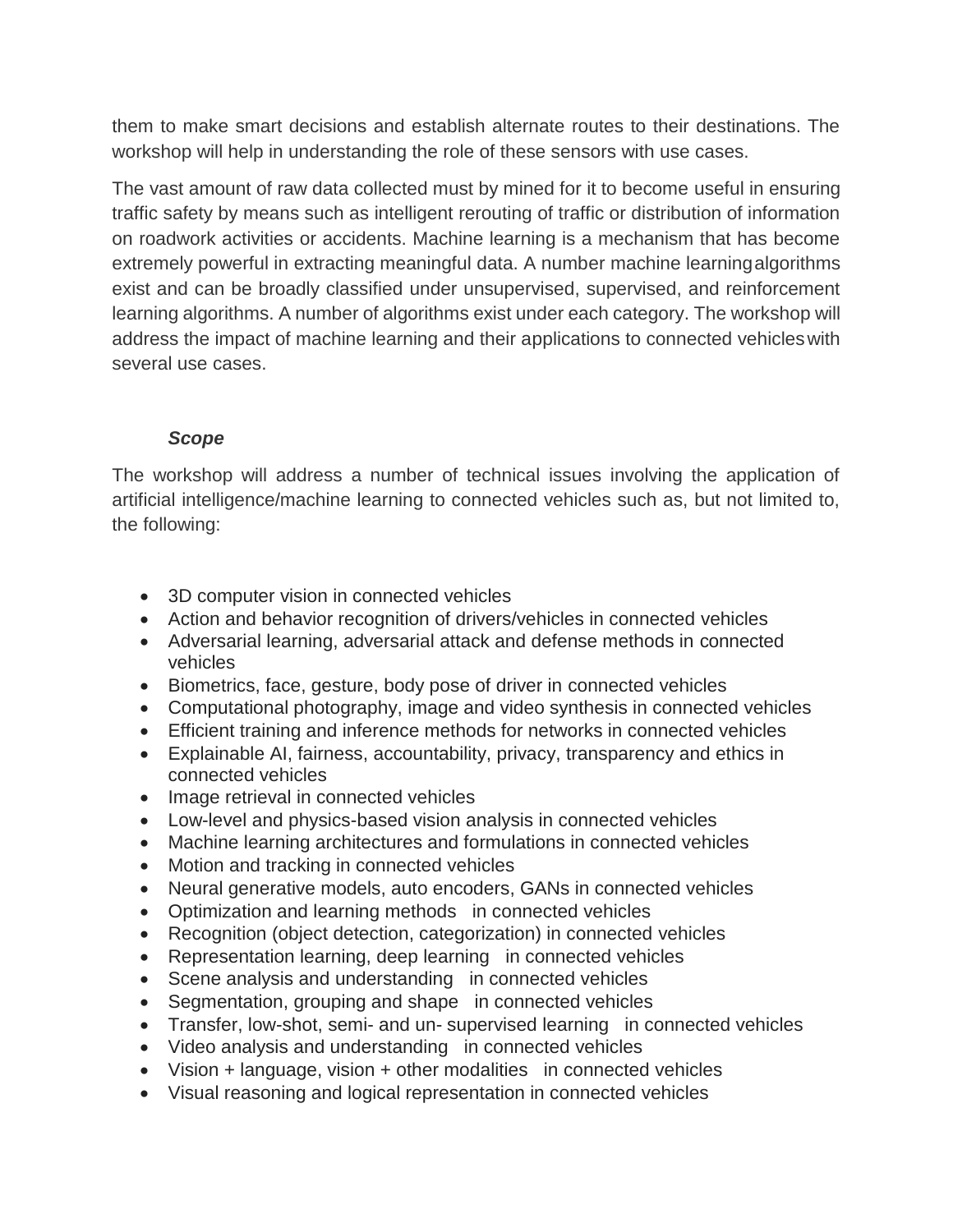them to make smart decisions and establish alternate routes to their destinations. The workshop will help in understanding the role of these sensors with use cases.

The vast amount of raw data collected must by mined for it to become useful in ensuring traffic safety by means such as intelligent rerouting of traffic or distribution of information on roadwork activities or accidents. Machine learning is a mechanism that has become extremely powerful in extracting meaningful data. A number machine learning algorithms exist and can be broadly classified under unsupervised, supervised, and reinforcement learning algorithms. A number of algorithms exist under each category. The workshop will address the impact of machine learning and their applications to connected vehicles with several use cases.

***Scope***

The workshop will address a number of technical issues involving the application of artificial intelligence/machine learning to connected vehicles such as, but not limited to, the following:

- 3D computer vision in connected vehicles
- Action and behavior recognition of drivers/vehicles in connected vehicles
- Adversarial learning, adversarial attack and defense methods in connected vehicles
- Biometrics, face, gesture, body pose of driver in connected vehicles
- Computational photography, image and video synthesis in connected vehicles
- Efficient training and inference methods for networks in connected vehicles
- Explainable AI, fairness, accountability, privacy, transparency and ethics in connected vehicles
- Image retrieval in connected vehicles
- Low-level and physics-based vision analysis in connected vehicles
- Machine learning architectures and formulations in connected vehicles
- Motion and tracking in connected vehicles
- Neural generative models, auto encoders, GANs in connected vehicles
- Optimization and learning methods in connected vehicles
- Recognition (object detection, categorization) in connected vehicles
- Representation learning, deep learning in connected vehicles
- Scene analysis and understanding in connected vehicles
- Segmentation, grouping and shape in connected vehicles
- Transfer, low-shot, semi- and un- supervised learning in connected vehicles
- Video analysis and understanding in connected vehicles
- Vision + language, vision + other modalities in connected vehicles
- Visual reasoning and logical representation in connected vehicles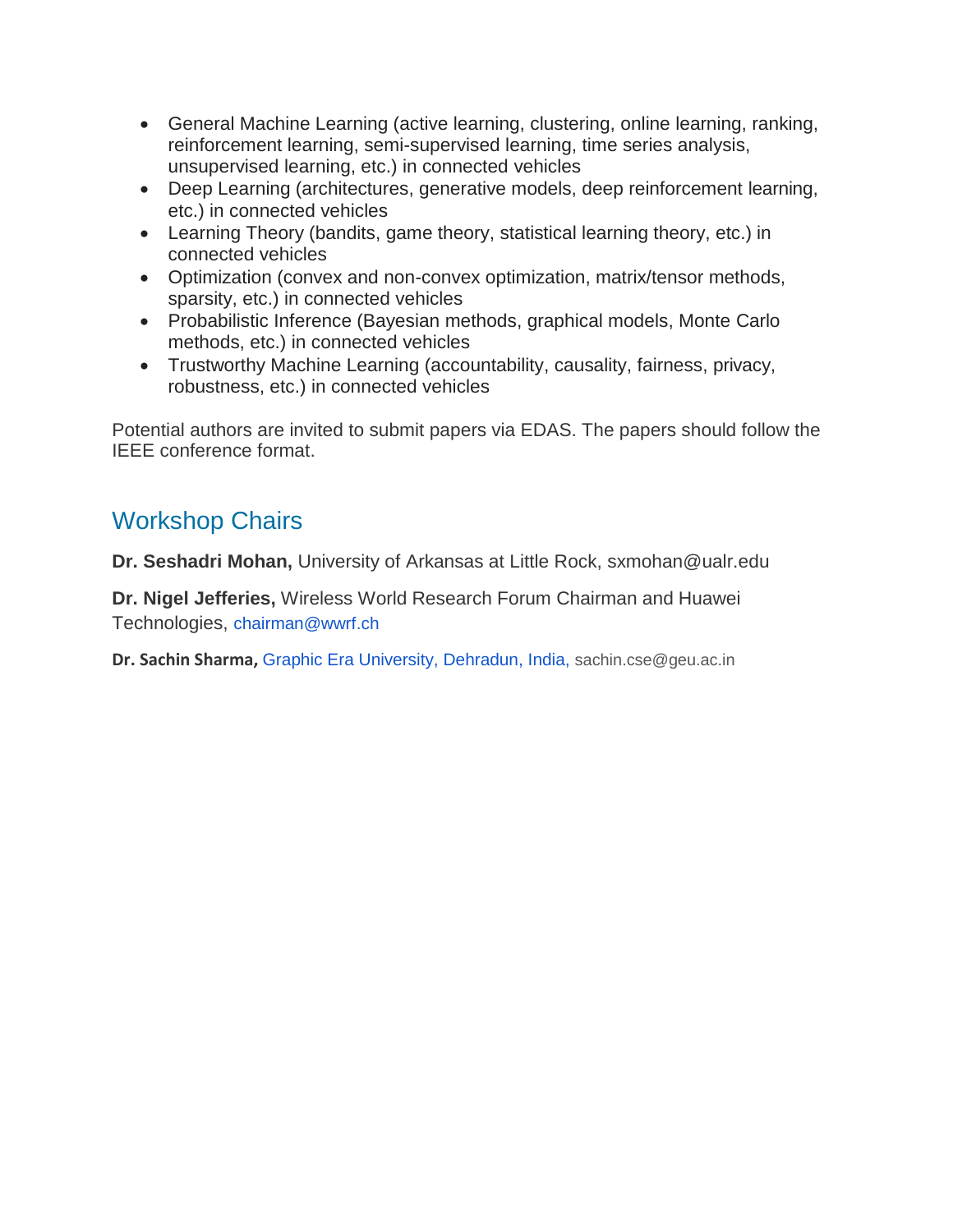- General Machine Learning (active learning, clustering, online learning, ranking, reinforcement learning, semi-supervised learning, time series analysis, unsupervised learning, etc.) in connected vehicles
- Deep Learning (architectures, generative models, deep reinforcement learning, etc.) in connected vehicles
- Learning Theory (bandits, game theory, statistical learning theory, etc.) in connected vehicles
- Optimization (convex and non-convex optimization, matrix/tensor methods, sparsity, etc.) in connected vehicles
- Probabilistic Inference (Bayesian methods, graphical models, Monte Carlo methods, etc.) in connected vehicles
- Trustworthy Machine Learning (accountability, causality, fairness, privacy, robustness, etc.) in connected vehicles

Potential authors are invited to submit papers via EDAS. The papers should follow the IEEE conference format.

## Workshop Chairs

**Dr. Seshadri Mohan,** University of Arkansas at Little Rock, sxmohan@ualr.edu

**Dr. Nigel Jefferies,** Wireless World Research Forum Chairman and Huawei Technologies, chairman@wwrf.ch

**Dr. Sachin Sharma,** Graphic Era University, Dehradun, India, sachin.cse@geu.ac.in